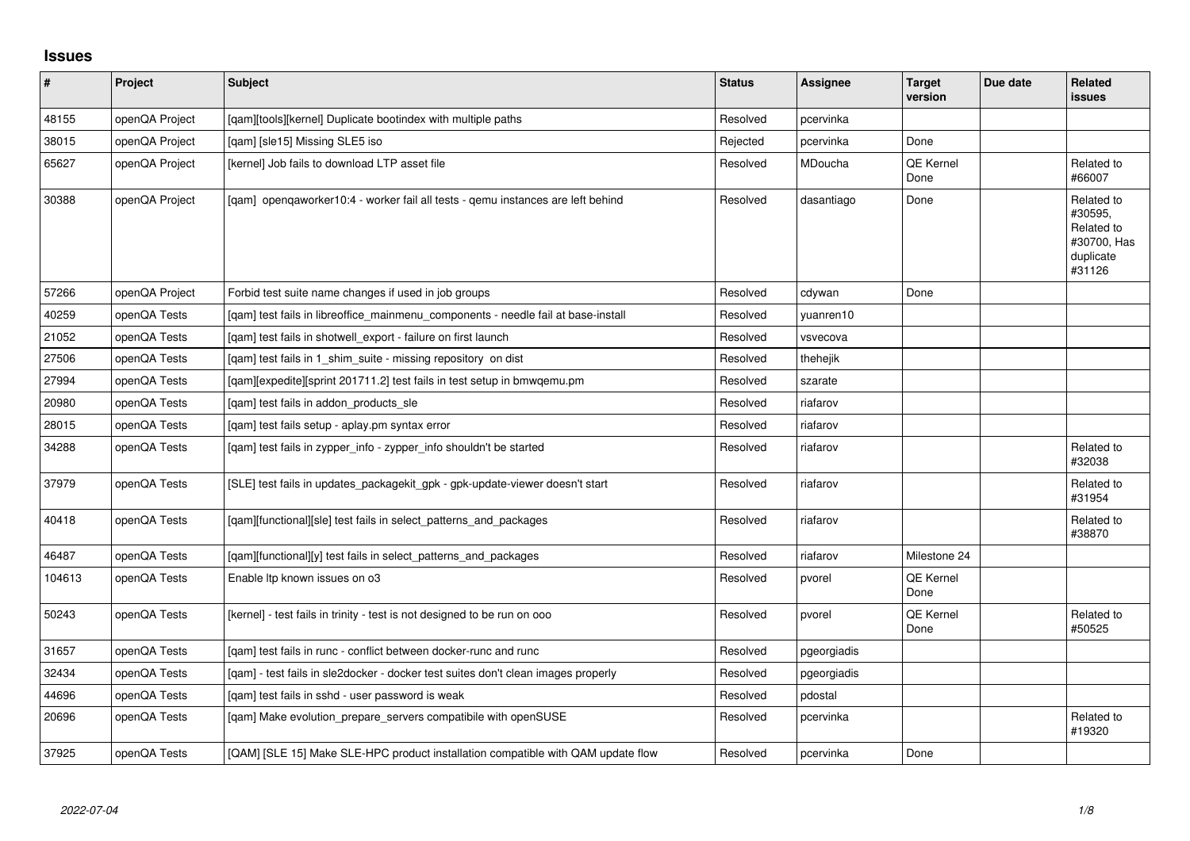# Issues

| # | Project | Subject | Status | Assignee | Target version | Due date | Related issues |
|---|---|---|---|---|---|---|---|
| 48155 | openQA Project | [qam][tools][kernel] Duplicate bootindex with multiple paths | Resolved | pcervinka | | | |
| 38015 | openQA Project | [qam] [sle15] Missing SLE5 iso | Rejected | pcervinka | Done | | |
| 65627 | openQA Project | [kernel] Job fails to download LTP asset file | Resolved | MDoucha | QE Kernel Done | | Related to #66007 |
| 30388 | openQA Project | [qam] openqaworker10:4 - worker fail all tests - qemu instances are left behind | Resolved | dasantiago | Done | | Related to #30595, Related to #30700, Has duplicate #31126 |
| 57266 | openQA Project | Forbid test suite name changes if used in job groups | Resolved | cdywan | Done | | |
| 40259 | openQA Tests | [qam] test fails in libreoffice_mainmenu_components - needle fail at base-install | Resolved | yuanren10 | | | |
| 21052 | openQA Tests | [qam] test fails in shotwell_export - failure on first launch | Resolved | vsvecova | | | |
| 27506 | openQA Tests | [qam] test fails in 1_shim_suite - missing repository on dist | Resolved | thehejik | | | |
| 27994 | openQA Tests | [qam][expedite][sprint 201711.2] test fails in test setup in bmwqemu.pm | Resolved | szarate | | | |
| 20980 | openQA Tests | [qam] test fails in addon_products_sle | Resolved | riafarov | | | |
| 28015 | openQA Tests | [qam] test fails setup - aplay.pm syntax error | Resolved | riafarov | | | |
| 34288 | openQA Tests | [qam] test fails in zypper_info - zypper_info shouldn't be started | Resolved | riafarov | | | Related to #32038 |
| 37979 | openQA Tests | [SLE] test fails in updates_packagekit_gpk - gpk-update-viewer doesn't start | Resolved | riafarov | | | Related to #31954 |
| 40418 | openQA Tests | [qam][functional][sle] test fails in select_patterns_and_packages | Resolved | riafarov | | | Related to #38870 |
| 46487 | openQA Tests | [qam][functional][y] test fails in select_patterns_and_packages | Resolved | riafarov | Milestone 24 | | |
| 104613 | openQA Tests | Enable ltp known issues on o3 | Resolved | pvorel | QE Kernel Done | | |
| 50243 | openQA Tests | [kernel] - test fails in trinity - test is not designed to be run on ooo | Resolved | pvorel | QE Kernel Done | | Related to #50525 |
| 31657 | openQA Tests | [qam] test fails in runc - conflict between docker-runc and runc | Resolved | pgeorgiadis | | | |
| 32434 | openQA Tests | [qam] - test fails in sle2docker - docker test suites don't clean images properly | Resolved | pgeorgiadis | | | |
| 44696 | openQA Tests | [qam] test fails in sshd - user password is weak | Resolved | pdostal | | | |
| 20696 | openQA Tests | [qam] Make evolution_prepare_servers compatibile with openSUSE | Resolved | pcervinka | | | Related to #19320 |
| 37925 | openQA Tests | [QAM] [SLE 15] Make SLE-HPC product installation compatible with QAM update flow | Resolved | pcervinka | Done | | |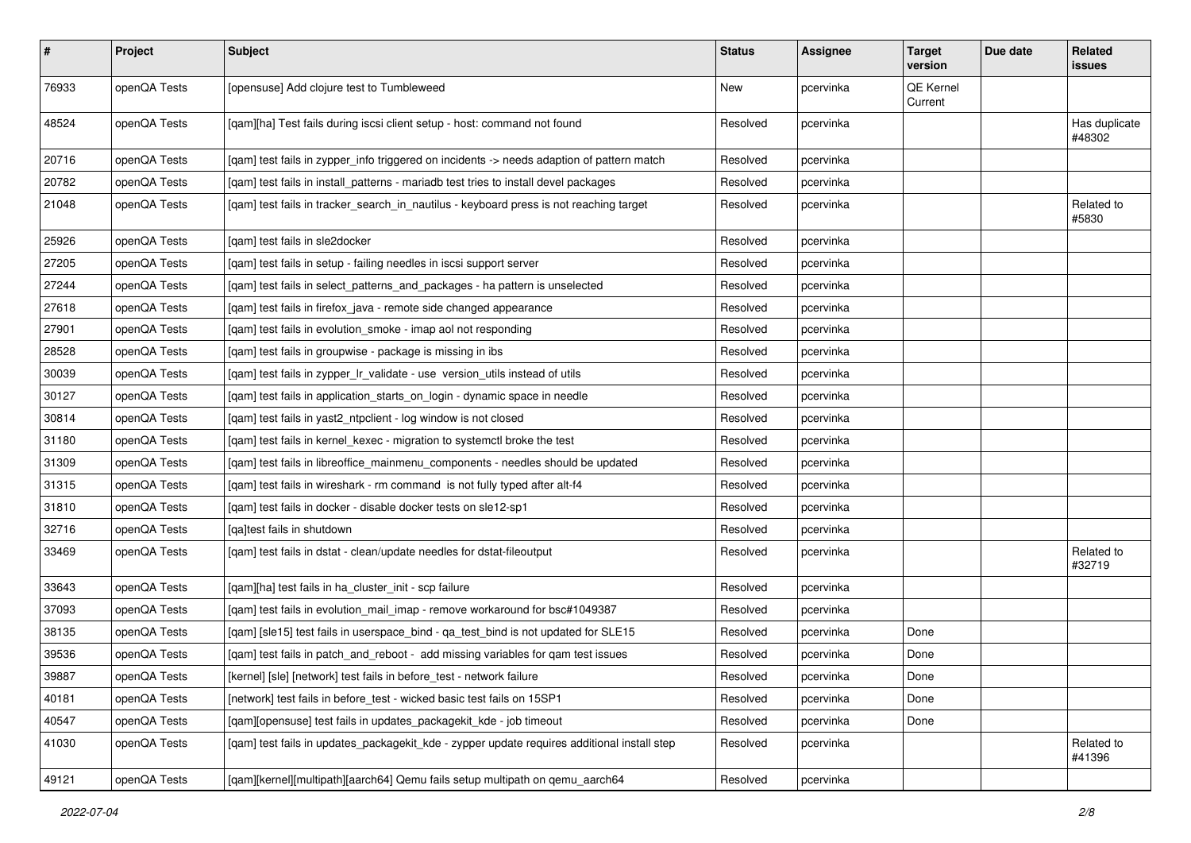| # | Project | Subject | Status | Assignee | Target version | Due date | Related issues |
|---|---|---|---|---|---|---|---|
| 76933 | openQA Tests | [opensuse] Add clojure test to Tumbleweed | New | pcervinka | QE Kernel Current | | |
| 48524 | openQA Tests | [qam][ha] Test fails during iscsi client setup - host: command not found | Resolved | pcervinka | | | Has duplicate #48302 |
| 20716 | openQA Tests | [qam] test fails in zypper_info triggered on incidents -> needs adaption of pattern match | Resolved | pcervinka | | | |
| 20782 | openQA Tests | [qam] test fails in install_patterns - mariadb test tries to install devel packages | Resolved | pcervinka | | | |
| 21048 | openQA Tests | [qam] test fails in tracker_search_in_nautilus - keyboard press is not reaching target | Resolved | pcervinka | | | Related to #5830 |
| 25926 | openQA Tests | [qam] test fails in sle2docker | Resolved | pcervinka | | | |
| 27205 | openQA Tests | [qam] test fails in setup - failing needles in iscsi support server | Resolved | pcervinka | | | |
| 27244 | openQA Tests | [qam] test fails in select_patterns_and_packages - ha pattern is unselected | Resolved | pcervinka | | | |
| 27618 | openQA Tests | [qam] test fails in firefox_java - remote side changed appearance | Resolved | pcervinka | | | |
| 27901 | openQA Tests | [qam] test fails in evolution_smoke - imap aol not responding | Resolved | pcervinka | | | |
| 28528 | openQA Tests | [qam] test fails in groupwise - package is missing in ibs | Resolved | pcervinka | | | |
| 30039 | openQA Tests | [qam] test fails in zypper_lr_validate - use version_utils instead of utils | Resolved | pcervinka | | | |
| 30127 | openQA Tests | [qam] test fails in application_starts_on_login - dynamic space in needle | Resolved | pcervinka | | | |
| 30814 | openQA Tests | [qam] test fails in yast2_ntpclient - log window is not closed | Resolved | pcervinka | | | |
| 31180 | openQA Tests | [qam] test fails in kernel_kexec - migration to systemctl broke the test | Resolved | pcervinka | | | |
| 31309 | openQA Tests | [qam] test fails in libreoffice_mainmenu_components - needles should be updated | Resolved | pcervinka | | | |
| 31315 | openQA Tests | [qam] test fails in wireshark - rm command is not fully typed after alt-f4 | Resolved | pcervinka | | | |
| 31810 | openQA Tests | [qam] test fails in docker - disable docker tests on sle12-sp1 | Resolved | pcervinka | | | |
| 32716 | openQA Tests | [qa]test fails in shutdown | Resolved | pcervinka | | | |
| 33469 | openQA Tests | [qam] test fails in dstat - clean/update needles for dstat-fileoutput | Resolved | pcervinka | | | Related to #32719 |
| 33643 | openQA Tests | [qam][ha] test fails in ha_cluster_init - scp failure | Resolved | pcervinka | | | |
| 37093 | openQA Tests | [qam] test fails in evolution_mail_imap - remove workaround for bsc#1049387 | Resolved | pcervinka | | | |
| 38135 | openQA Tests | [qam] [sle15] test fails in userspace_bind - qa_test_bind is not updated for SLE15 | Resolved | pcervinka | Done | | |
| 39536 | openQA Tests | [qam] test fails in patch_and_reboot - add missing variables for qam test issues | Resolved | pcervinka | Done | | |
| 39887 | openQA Tests | [kernel] [sle] [network] test fails in before_test - network failure | Resolved | pcervinka | Done | | |
| 40181 | openQA Tests | [network] test fails in before_test - wicked basic test fails on 15SP1 | Resolved | pcervinka | Done | | |
| 40547 | openQA Tests | [qam][opensuse] test fails in updates_packagekit_kde - job timeout | Resolved | pcervinka | Done | | |
| 41030 | openQA Tests | [qam] test fails in updates_packagekit_kde - zypper update requires additional install step | Resolved | pcervinka | | | Related to #41396 |
| 49121 | openQA Tests | [qam][kernel][multipath][aarch64] Qemu fails setup multipath on qemu_aarch64 | Resolved | pcervinka | | | |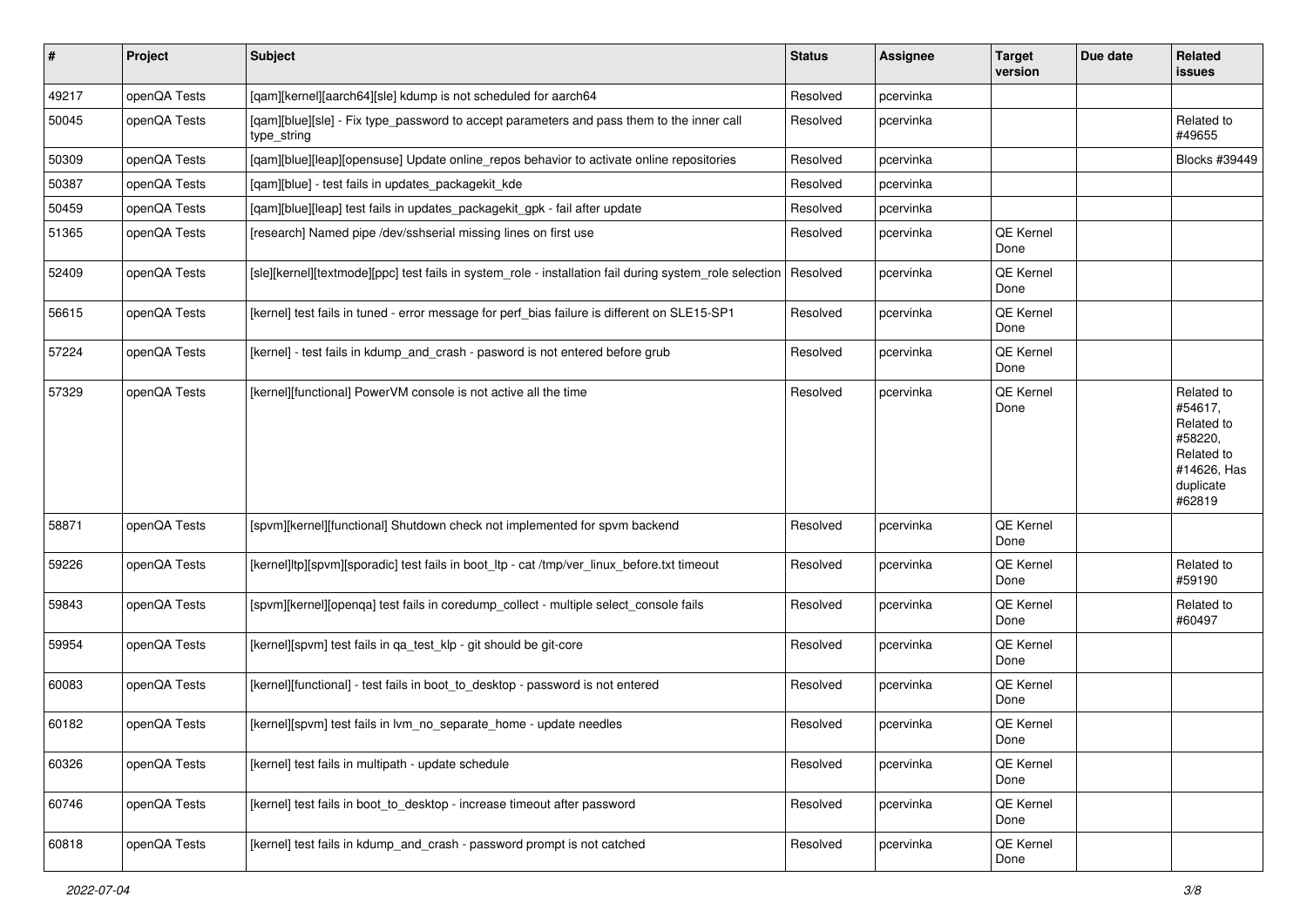| # | Project | Subject | Status | Assignee | Target version | Due date | Related issues |
|---|---|---|---|---|---|---|---|
| 49217 | openQA Tests | [qam][kernel][aarch64][sle] kdump is not scheduled for aarch64 | Resolved | pcervinka | | | |
| 50045 | openQA Tests | [qam][blue][sle] - Fix type_password to accept parameters and pass them to the inner call type_string | Resolved | pcervinka | | | Related to #49655 |
| 50309 | openQA Tests | [qam][blue][leap][opensuse] Update online_repos behavior to activate online repositories | Resolved | pcervinka | | | Blocks #39449 |
| 50387 | openQA Tests | [qam][blue] - test fails in updates_packagekit_kde | Resolved | pcervinka | | | |
| 50459 | openQA Tests | [qam][blue][leap] test fails in updates_packagekit_gpk - fail after update | Resolved | pcervinka | | | |
| 51365 | openQA Tests | [research] Named pipe /dev/sshserial missing lines on first use | Resolved | pcervinka | QE Kernel Done | | |
| 52409 | openQA Tests | [sle][kernel][textmode][ppc] test fails in system_role - installation fail during system_role selection | Resolved | pcervinka | QE Kernel Done | | |
| 56615 | openQA Tests | [kernel] test fails in tuned - error message for perf_bias failure is different on SLE15-SP1 | Resolved | pcervinka | QE Kernel Done | | |
| 57224 | openQA Tests | [kernel] - test fails in kdump_and_crash - pasword is not entered before grub | Resolved | pcervinka | QE Kernel Done | | |
| 57329 | openQA Tests | [kernel][functional] PowerVM console is not active all the time | Resolved | pcervinka | QE Kernel Done | | Related to #54617, Related to #58220, Related to #14626, Has duplicate #62819 |
| 58871 | openQA Tests | [spvm][kernel][functional] Shutdown check not implemented for spvm backend | Resolved | pcervinka | QE Kernel Done | | |
| 59226 | openQA Tests | [kernel]ltp][spvm][sporadic] test fails in boot_ltp - cat /tmp/ver_linux_before.txt timeout | Resolved | pcervinka | QE Kernel Done | | Related to #59190 |
| 59843 | openQA Tests | [spvm][kernel][openqa] test fails in coredump_collect - multiple select_console fails | Resolved | pcervinka | QE Kernel Done | | Related to #60497 |
| 59954 | openQA Tests | [kernel][spvm] test fails in qa_test_klp - git should be git-core | Resolved | pcervinka | QE Kernel Done | | |
| 60083 | openQA Tests | [kernel][functional] - test fails in boot_to_desktop - password is not entered | Resolved | pcervinka | QE Kernel Done | | |
| 60182 | openQA Tests | [kernel][spvm] test fails in lvm_no_separate_home - update needles | Resolved | pcervinka | QE Kernel Done | | |
| 60326 | openQA Tests | [kernel] test fails in multipath - update schedule | Resolved | pcervinka | QE Kernel Done | | |
| 60746 | openQA Tests | [kernel] test fails in boot_to_desktop - increase timeout after password | Resolved | pcervinka | QE Kernel Done | | |
| 60818 | openQA Tests | [kernel] test fails in kdump_and_crash - password prompt is not catched | Resolved | pcervinka | QE Kernel Done | | |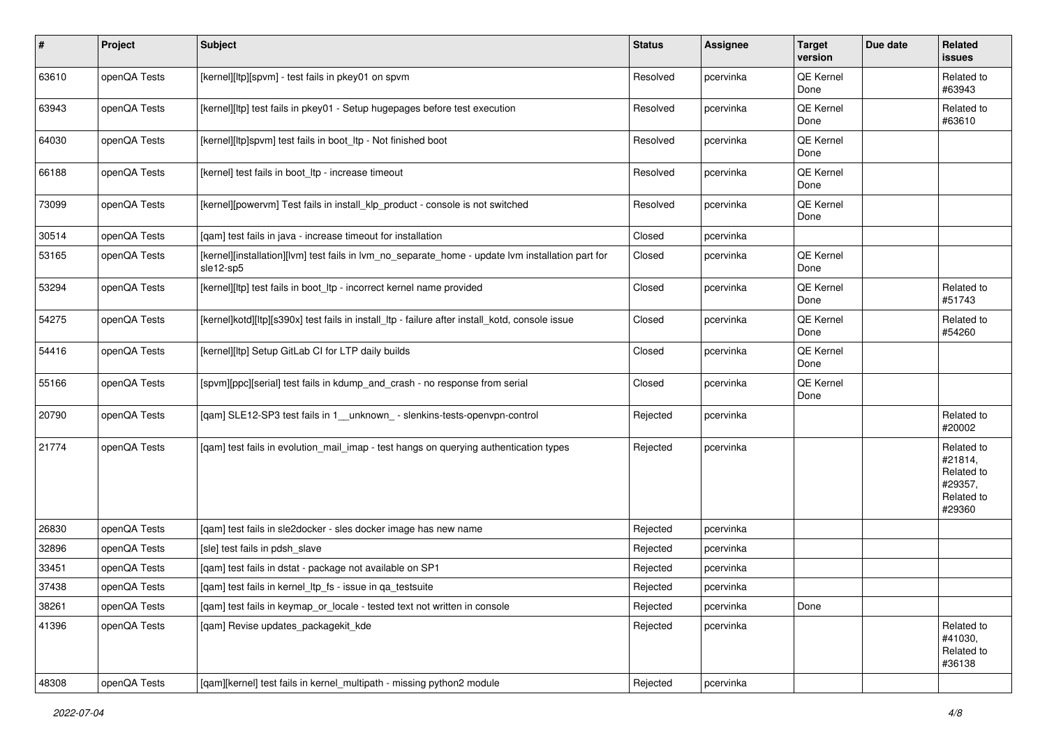| # | Project | Subject | Status | Assignee | Target version | Due date | Related issues |
|---|---|---|---|---|---|---|---|
| 63610 | openQA Tests | [kernel][ltp][spvm] - test fails in pkey01 on spvm | Resolved | pcervinka | QE Kernel Done | | Related to #63943 |
| 63943 | openQA Tests | [kernel][ltp] test fails in pkey01 - Setup hugepages before test execution | Resolved | pcervinka | QE Kernel Done | | Related to #63610 |
| 64030 | openQA Tests | [kernel][ltp]spvm] test fails in boot_ltp - Not finished boot | Resolved | pcervinka | QE Kernel Done | | |
| 66188 | openQA Tests | [kernel] test fails in boot_ltp - increase timeout | Resolved | pcervinka | QE Kernel Done | | |
| 73099 | openQA Tests | [kernel][powervm] Test fails in install_klp_product - console is not switched | Resolved | pcervinka | QE Kernel Done | | |
| 30514 | openQA Tests | [qam] test fails in java - increase timeout for installation | Closed | pcervinka | | | |
| 53165 | openQA Tests | [kernel][installation][lvm] test fails in lvm_no_separate_home - update lvm installation part for sle12-sp5 | Closed | pcervinka | QE Kernel Done | | |
| 53294 | openQA Tests | [kernel][ltp] test fails in boot_ltp - incorrect kernel name provided | Closed | pcervinka | QE Kernel Done | | Related to #51743 |
| 54275 | openQA Tests | [kernel]kotd][ltp][s390x] test fails in install_ltp - failure after install_kotd, console issue | Closed | pcervinka | QE Kernel Done | | Related to #54260 |
| 54416 | openQA Tests | [kernel][ltp] Setup GitLab CI for LTP daily builds | Closed | pcervinka | QE Kernel Done | | |
| 55166 | openQA Tests | [spvm][ppc][serial] test fails in kdump_and_crash - no response from serial | Closed | pcervinka | QE Kernel Done | | |
| 20790 | openQA Tests | [qam] SLE12-SP3 test fails in 1__unknown_ - slenkins-tests-openvpn-control | Rejected | pcervinka | | | Related to #20002 |
| 21774 | openQA Tests | [qam] test fails in evolution_mail_imap - test hangs on querying authentication types | Rejected | pcervinka | | | Related to #21814, Related to #29357, Related to #29360 |
| 26830 | openQA Tests | [qam] test fails in sle2docker - sles docker image has new name | Rejected | pcervinka | | | |
| 32896 | openQA Tests | [sle] test fails in pdsh_slave | Rejected | pcervinka | | | |
| 33451 | openQA Tests | [qam] test fails in dstat - package not available on SP1 | Rejected | pcervinka | | | |
| 37438 | openQA Tests | [qam] test fails in kernel_ltp_fs - issue in qa_testsuite | Rejected | pcervinka | | | |
| 38261 | openQA Tests | [qam] test fails in keymap_or_locale - tested text not written in console | Rejected | pcervinka | Done | | |
| 41396 | openQA Tests | [qam] Revise updates_packagekit_kde | Rejected | pcervinka | | | Related to #41030, Related to #36138 |
| 48308 | openQA Tests | [qam][kernel] test fails in kernel_multipath - missing python2 module | Rejected | pcervinka | | | |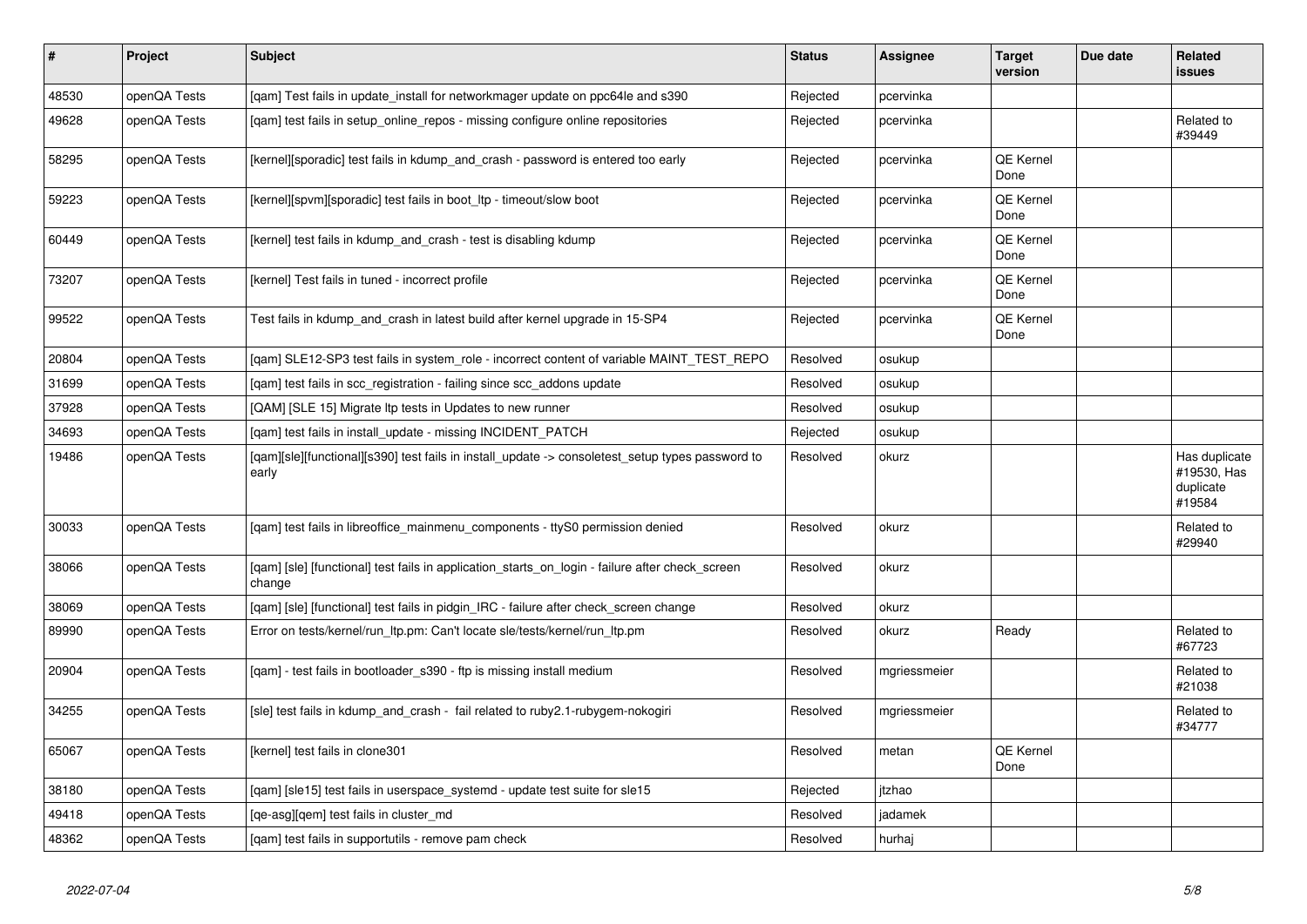| # | Project | Subject | Status | Assignee | Target version | Due date | Related issues |
|---|---|---|---|---|---|---|---|
| 48530 | openQA Tests | [qam] Test fails in update_install for networkmager update on ppc64le and s390 | Rejected | pcervinka | | | |
| 49628 | openQA Tests | [qam] test fails in setup_online_repos - missing configure online repositories | Rejected | pcervinka | | | Related to #39449 |
| 58295 | openQA Tests | [kernel][sporadic] test fails in kdump_and_crash - password is entered too early | Rejected | pcervinka | QE Kernel Done | | |
| 59223 | openQA Tests | [kernel][spvm][sporadic] test fails in boot_ltp - timeout/slow boot | Rejected | pcervinka | QE Kernel Done | | |
| 60449 | openQA Tests | [kernel] test fails in kdump_and_crash - test is disabling kdump | Rejected | pcervinka | QE Kernel Done | | |
| 73207 | openQA Tests | [kernel] Test fails in tuned - incorrect profile | Rejected | pcervinka | QE Kernel Done | | |
| 99522 | openQA Tests | Test fails in kdump_and_crash in latest build after kernel upgrade in 15-SP4 | Rejected | pcervinka | QE Kernel Done | | |
| 20804 | openQA Tests | [qam] SLE12-SP3 test fails in system_role - incorrect content of variable MAINT_TEST_REPO | Resolved | osukup | | | |
| 31699 | openQA Tests | [qam] test fails in scc_registration - failing since scc_addons update | Resolved | osukup | | | |
| 37928 | openQA Tests | [QAM] [SLE 15] Migrate ltp tests in Updates to new runner | Resolved | osukup | | | |
| 34693 | openQA Tests | [qam] test fails in install_update - missing INCIDENT_PATCH | Rejected | osukup | | | |
| 19486 | openQA Tests | [qam][sle][functional][s390] test fails in install_update -> consoletest_setup types password to early | Resolved | okurz | | | Has duplicate #19530, Has duplicate #19584 |
| 30033 | openQA Tests | [qam] test fails in libreoffice_mainmenu_components - ttyS0 permission denied | Resolved | okurz | | | Related to #29940 |
| 38066 | openQA Tests | [qam] [sle] [functional] test fails in application_starts_on_login - failure after check_screen change | Resolved | okurz | | | |
| 38069 | openQA Tests | [qam] [sle] [functional] test fails in pidgin_IRC - failure after check_screen change | Resolved | okurz | | | |
| 89990 | openQA Tests | Error on tests/kernel/run_ltp.pm: Can't locate sle/tests/kernel/run_ltp.pm | Resolved | okurz | Ready | | Related to #67723 |
| 20904 | openQA Tests | [qam] - test fails in bootloader_s390 - ftp is missing install medium | Resolved | mgriessmeier | | | Related to #21038 |
| 34255 | openQA Tests | [sle] test fails in kdump_and_crash - fail related to ruby2.1-rubygem-nokogiri | Resolved | mgriessmeier | | | Related to #34777 |
| 65067 | openQA Tests | [kernel] test fails in clone301 | Resolved | metan | QE Kernel Done | | |
| 38180 | openQA Tests | [qam] [sle15] test fails in userspace_systemd - update test suite for sle15 | Rejected | jtzhao | | | |
| 49418 | openQA Tests | [qe-asg][qem] test fails in cluster_md | Resolved | jadamek | | | |
| 48362 | openQA Tests | [qam] test fails in supportutils - remove pam check | Resolved | hurhaj | | | |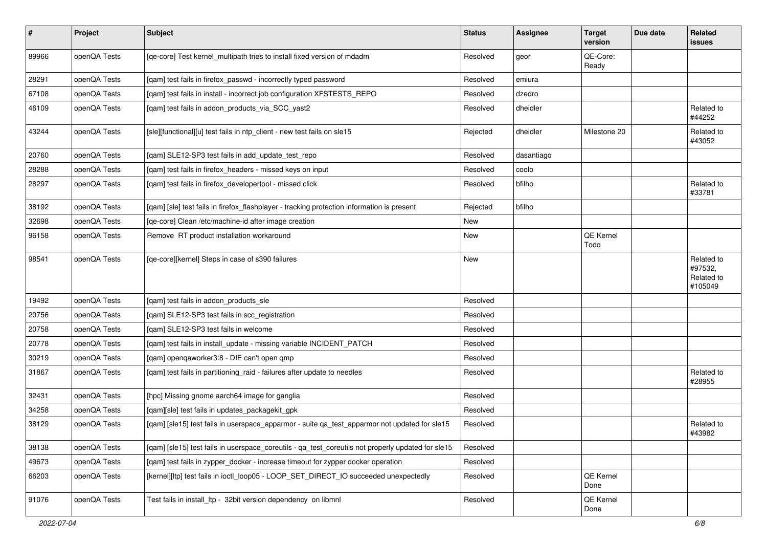| # | Project | Subject | Status | Assignee | Target version | Due date | Related issues |
|---|---|---|---|---|---|---|---|
| 89966 | openQA Tests | [qe-core] Test kernel_multipath tries to install fixed version of mdadm | Resolved | geor | QE-Core: Ready | | |
| 28291 | openQA Tests | [qam] test fails in firefox_passwd - incorrectly typed password | Resolved | emiura | | | |
| 67108 | openQA Tests | [qam] test fails in install - incorrect job configuration XFSTESTS_REPO | Resolved | dzedro | | | |
| 46109 | openQA Tests | [qam] test fails in addon_products_via_SCC_yast2 | Resolved | dheidler | | | Related to #44252 |
| 43244 | openQA Tests | [sle][functional][u] test fails in ntp_client - new test fails on sle15 | Rejected | dheidler | Milestone 20 | | Related to #43052 |
| 20760 | openQA Tests | [qam] SLE12-SP3 test fails in add_update_test_repo | Resolved | dasantiago | | | |
| 28288 | openQA Tests | [qam] test fails in firefox_headers - missed keys on input | Resolved | coolo | | | |
| 28297 | openQA Tests | [qam] test fails in firefox_developertool - missed click | Resolved | bfilho | | | Related to #33781 |
| 38192 | openQA Tests | [qam] [sle] test fails in firefox_flashplayer - tracking protection information is present | Rejected | bfilho | | | |
| 32698 | openQA Tests | [qe-core] Clean /etc/machine-id after image creation | New | | | | |
| 96158 | openQA Tests | Remove RT product installation workaround | New | | QE Kernel Todo | | |
| 98541 | openQA Tests | [qe-core][kernel] Steps in case of s390 failures | New | | | | Related to #97532, Related to #105049 |
| 19492 | openQA Tests | [qam] test fails in addon_products_sle | Resolved | | | | |
| 20756 | openQA Tests | [qam] SLE12-SP3 test fails in scc_registration | Resolved | | | | |
| 20758 | openQA Tests | [qam] SLE12-SP3 test fails in welcome | Resolved | | | | |
| 20778 | openQA Tests | [qam] test fails in install_update - missing variable INCIDENT_PATCH | Resolved | | | | |
| 30219 | openQA Tests | [qam] openqaworker3:8 - DIE can't open qmp | Resolved | | | | |
| 31867 | openQA Tests | [qam] test fails in partitioning_raid - failures after update to needles | Resolved | | | | Related to #28955 |
| 32431 | openQA Tests | [hpc] Missing gnome aarch64 image for ganglia | Resolved | | | | |
| 34258 | openQA Tests | [qam][sle] test fails in updates_packagekit_gpk | Resolved | | | | |
| 38129 | openQA Tests | [qam] [sle15] test fails in userspace_apparmor - suite qa_test_apparmor not updated for sle15 | Resolved | | | | Related to #43982 |
| 38138 | openQA Tests | [qam] [sle15] test fails in userspace_coreutils - qa_test_coreutils not properly updated for sle15 | Resolved | | | | |
| 49673 | openQA Tests | [qam] test fails in zypper_docker - increase timeout for zypper docker operation | Resolved | | | | |
| 66203 | openQA Tests | [kernel][ltp] test fails in ioctl_loop05 - LOOP_SET_DIRECT_IO succeeded unexpectedly | Resolved | | QE Kernel Done | | |
| 91076 | openQA Tests | Test fails in install_ltp - 32bit version dependency on libmnl | Resolved | | QE Kernel Done | | |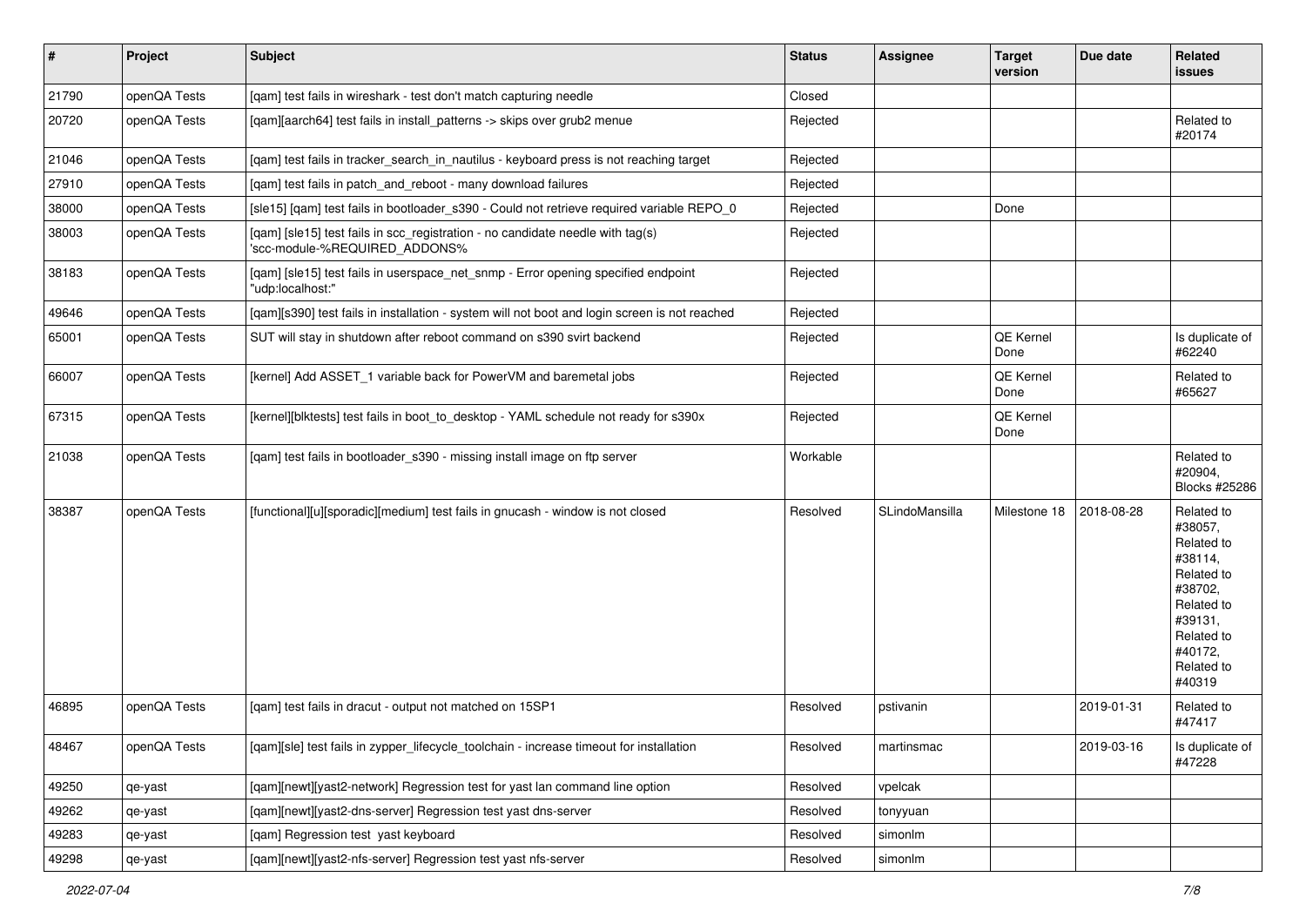| # | Project | Subject | Status | Assignee | Target version | Due date | Related issues |
|---|---|---|---|---|---|---|---|
| 21790 | openQA Tests | [qam] test fails in wireshark - test don't match capturing needle | Closed | | | | |
| 20720 | openQA Tests | [qam][aarch64] test fails in install_patterns -> skips over grub2 menue | Rejected | | | | Related to #20174 |
| 21046 | openQA Tests | [qam] test fails in tracker_search_in_nautilus - keyboard press is not reaching target | Rejected | | | | |
| 27910 | openQA Tests | [qam] test fails in patch_and_reboot - many download failures | Rejected | | | | |
| 38000 | openQA Tests | [sle15] [qam] test fails in bootloader_s390 - Could not retrieve required variable REPO_0 | Rejected | | Done | | |
| 38003 | openQA Tests | [qam] [sle15] test fails in scc_registration - no candidate needle with tag(s) 'scc-module-%REQUIRED_ADDONS% | Rejected | | | | |
| 38183 | openQA Tests | [qam] [sle15] test fails in userspace_net_snmp - Error opening specified endpoint "udp:localhost:" | Rejected | | | | |
| 49646 | openQA Tests | [qam][s390] test fails in installation - system will not boot and login screen is not reached | Rejected | | | | |
| 65001 | openQA Tests | SUT will stay in shutdown after reboot command on s390 svirt backend | Rejected | | QE Kernel Done | | Is duplicate of #62240 |
| 66007 | openQA Tests | [kernel] Add ASSET_1 variable back for PowerVM and baremetal jobs | Rejected | | QE Kernel Done | | Related to #65627 |
| 67315 | openQA Tests | [kernel][blktests] test fails in boot_to_desktop - YAML schedule not ready for s390x | Rejected | | QE Kernel Done | | |
| 21038 | openQA Tests | [qam] test fails in bootloader_s390 - missing install image on ftp server | Workable | | | | Related to #20904, Blocks #25286 |
| 38387 | openQA Tests | [functional][u][sporadic][medium] test fails in gnucash - window is not closed | Resolved | SLindoMansilla | Milestone 18 | 2018-08-28 | Related to #38057, Related to #38114, Related to #38702, Related to #39131, Related to #40172, Related to #40319 |
| 46895 | openQA Tests | [qam] test fails in dracut - output not matched on 15SP1 | Resolved | pstivanin | | 2019-01-31 | Related to #47417 |
| 48467 | openQA Tests | [qam][sle] test fails in zypper_lifecycle_toolchain - increase timeout for installation | Resolved | martinsmac | | 2019-03-16 | Is duplicate of #47228 |
| 49250 | qe-yast | [qam][newt][yast2-network] Regression test for yast lan command line option | Resolved | vpelcak | | | |
| 49262 | qe-yast | [qam][newt][yast2-dns-server] Regression test yast dns-server | Resolved | tonyyuan | | | |
| 49283 | qe-yast | [qam] Regression test yast keyboard | Resolved | simonlm | | | |
| 49298 | qe-yast | [qam][newt][yast2-nfs-server] Regression test yast nfs-server | Resolved | simonlm | | | |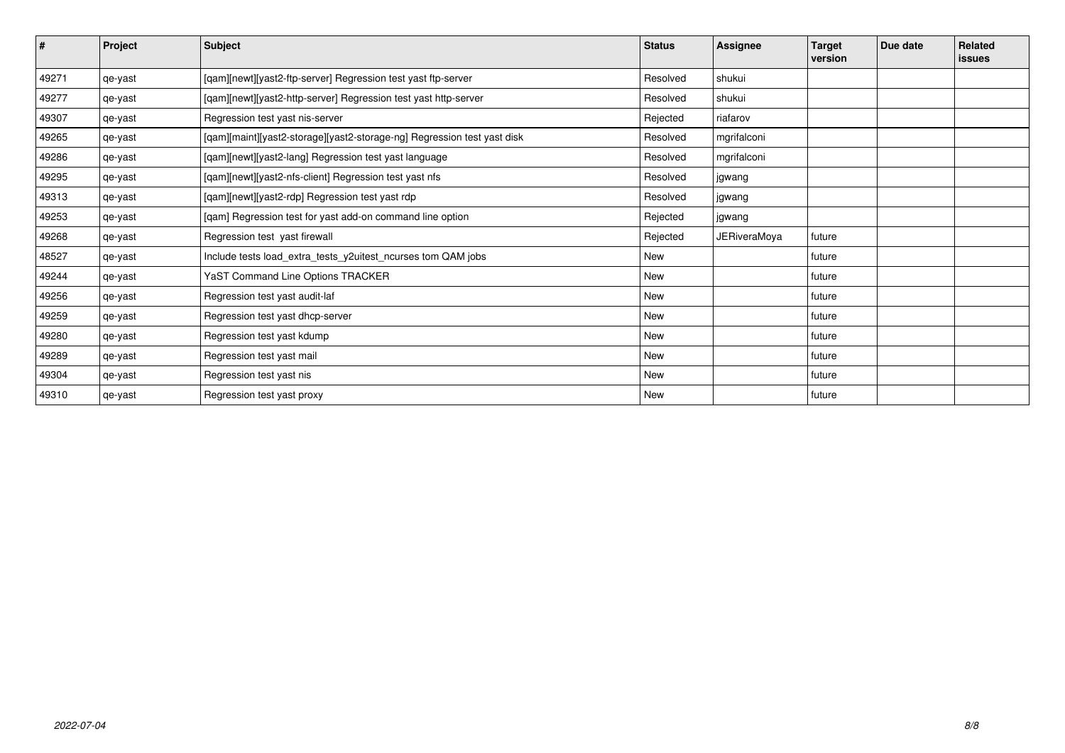| # | Project | Subject | Status | Assignee | Target version | Due date | Related issues |
|---|---|---|---|---|---|---|---|
| 49271 | qe-yast | [qam][newt][yast2-ftp-server] Regression test yast ftp-server | Resolved | shukui | | | |
| 49277 | qe-yast | [qam][newt][yast2-http-server] Regression test yast http-server | Resolved | shukui | | | |
| 49307 | qe-yast | Regression test yast nis-server | Rejected | riafarov | | | |
| 49265 | qe-yast | [qam][maint][yast2-storage][yast2-storage-ng] Regression test yast disk | Resolved | mgrifalconi | | | |
| 49286 | qe-yast | [qam][newt][yast2-lang] Regression test yast language | Resolved | mgrifalconi | | | |
| 49295 | qe-yast | [qam][newt][yast2-nfs-client] Regression test yast nfs | Resolved | jgwang | | | |
| 49313 | qe-yast | [qam][newt][yast2-rdp] Regression test yast rdp | Resolved | jgwang | | | |
| 49253 | qe-yast | [qam] Regression test for yast add-on command line option | Rejected | jgwang | | | |
| 49268 | qe-yast | Regression test  yast firewall | Rejected | JERiveraMoya | future | | |
| 48527 | qe-yast | Include tests load_extra_tests_y2uitest_ncurses tom QAM jobs | New | | future | | |
| 49244 | qe-yast | YaST Command Line Options TRACKER | New | | future | | |
| 49256 | qe-yast | Regression test yast audit-laf | New | | future | | |
| 49259 | qe-yast | Regression test yast dhcp-server | New | | future | | |
| 49280 | qe-yast | Regression test yast kdump | New | | future | | |
| 49289 | qe-yast | Regression test yast mail | New | | future | | |
| 49304 | qe-yast | Regression test yast nis | New | | future | | |
| 49310 | qe-yast | Regression test yast proxy | New | | future | | |